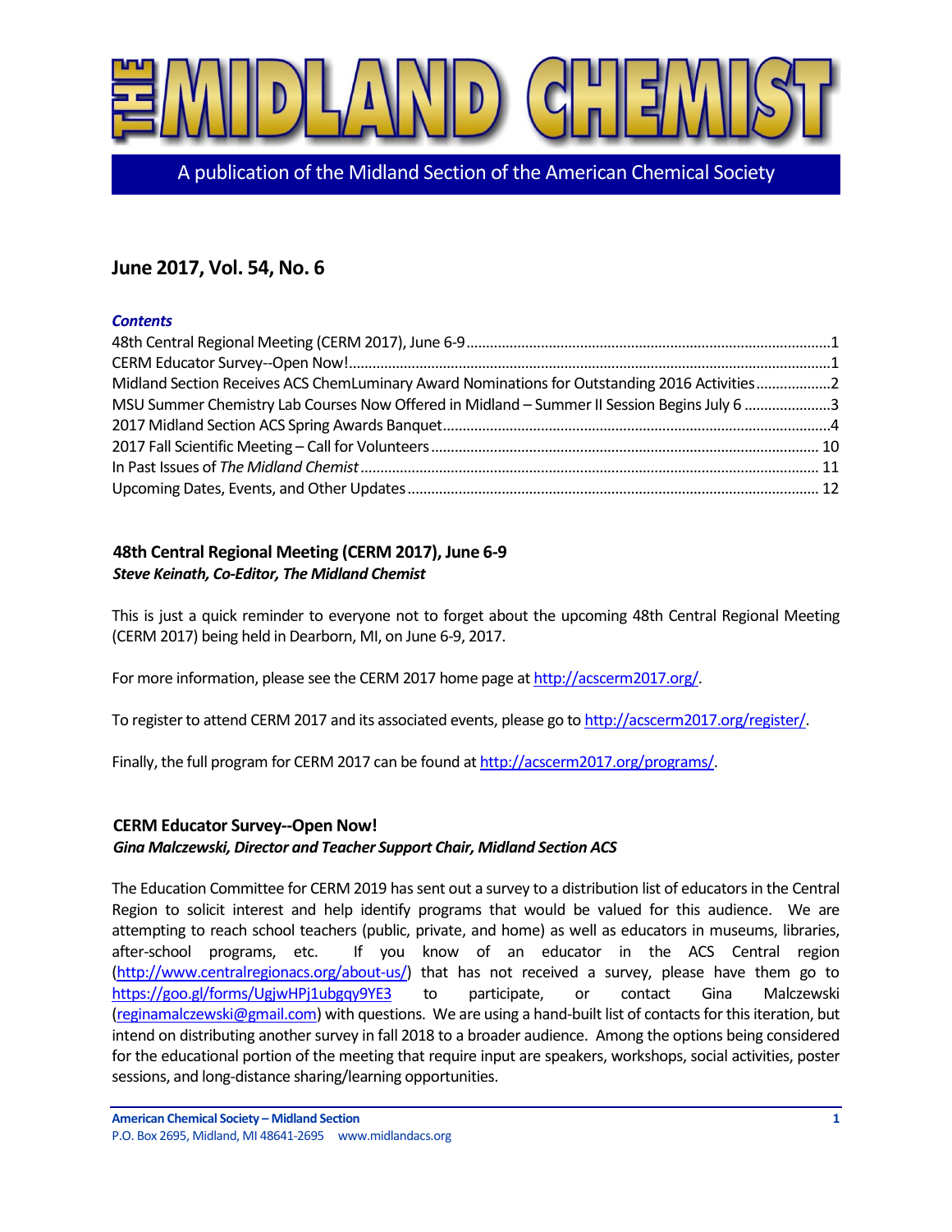# THE MIDLAND CHEMIST

A publication of the Midland Section of the American Chemical Society

## June 2017, Vol. 54, No. 6

***Contents***

48th Central Regional Meeting (CERM 2017), June 6-9 ....1
CERM Educator Survey--Open Now! ....1
Midland Section Receives ACS ChemLuminary Award Nominations for Outstanding 2016 Activities ....2
MSU Summer Chemistry Lab Courses Now Offered in Midland – Summer II Session Begins July 6 ....3
2017 Midland Section ACS Spring Awards Banquet ....4
2017 Fall Scientific Meeting – Call for Volunteers ....10
In Past Issues of *The Midland Chemist* ....11
Upcoming Dates, Events, and Other Updates ....12

### 48th Central Regional Meeting (CERM 2017), June 6-9

***Steve Keinath, Co-Editor, The Midland Chemist***

This is just a quick reminder to everyone not to forget about the upcoming 48th Central Regional Meeting (CERM 2017) being held in Dearborn, MI, on June 6-9, 2017.

For more information, please see the CERM 2017 home page at http://acscerm2017.org/.

To register to attend CERM 2017 and its associated events, please go to http://acscerm2017.org/register/.

Finally, the full program for CERM 2017 can be found at http://acscerm2017.org/programs/.

### CERM Educator Survey--Open Now!

***Gina Malczewski, Director and Teacher Support Chair, Midland Section ACS***

The Education Committee for CERM 2019 has sent out a survey to a distribution list of educators in the Central Region to solicit interest and help identify programs that would be valued for this audience. We are attempting to reach school teachers (public, private, and home) as well as educators in museums, libraries, after-school programs, etc. If you know of an educator in the ACS Central region (http://www.centralregionacs.org/about-us/) that has not received a survey, please have them go to https://goo.gl/forms/UgjwHPj1ubgqy9YE3 to participate, or contact Gina Malczewski (reginamalczewski@gmail.com) with questions. We are using a hand-built list of contacts for this iteration, but intend on distributing another survey in fall 2018 to a broader audience. Among the options being considered for the educational portion of the meeting that require input are speakers, workshops, social activities, poster sessions, and long-distance sharing/learning opportunities.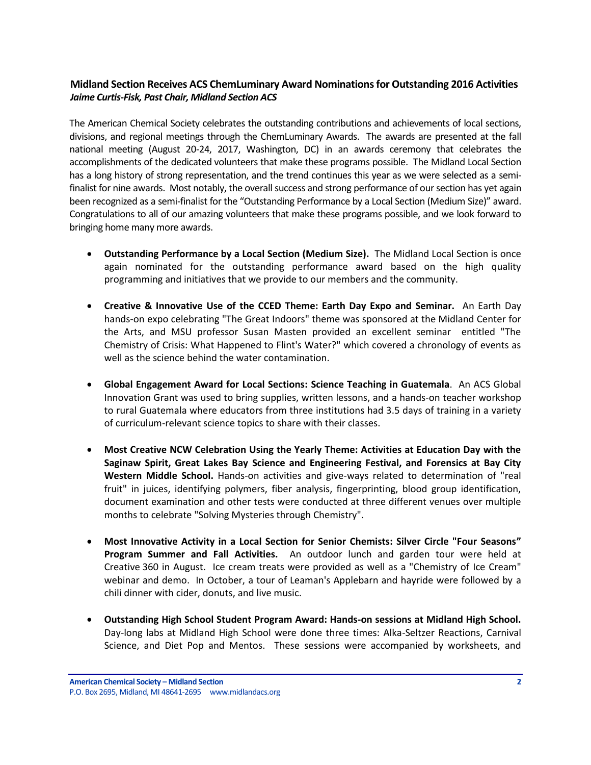## Midland Section Receives ACS ChemLuminary Award Nominations for Outstanding 2016 Activities

***Jaime Curtis-Fisk, Past Chair, Midland Section ACS***

The American Chemical Society celebrates the outstanding contributions and achievements of local sections, divisions, and regional meetings through the ChemLuminary Awards. The awards are presented at the fall national meeting (August 20-24, 2017, Washington, DC) in an awards ceremony that celebrates the accomplishments of the dedicated volunteers that make these programs possible. The Midland Local Section has a long history of strong representation, and the trend continues this year as we were selected as a semi-finalist for nine awards. Most notably, the overall success and strong performance of our section has yet again been recognized as a semi-finalist for the "Outstanding Performance by a Local Section (Medium Size)" award. Congratulations to all of our amazing volunteers that make these programs possible, and we look forward to bringing home many more awards.

- **Outstanding Performance by a Local Section (Medium Size).** The Midland Local Section is once again nominated for the outstanding performance award based on the high quality programming and initiatives that we provide to our members and the community.

- **Creative & Innovative Use of the CCED Theme: Earth Day Expo and Seminar.** An Earth Day hands-on expo celebrating "The Great Indoors" theme was sponsored at the Midland Center for the Arts, and MSU professor Susan Masten provided an excellent seminar entitled "The Chemistry of Crisis: What Happened to Flint's Water?" which covered a chronology of events as well as the science behind the water contamination.

- **Global Engagement Award for Local Sections: Science Teaching in Guatemala**. An ACS Global Innovation Grant was used to bring supplies, written lessons, and a hands-on teacher workshop to rural Guatemala where educators from three institutions had 3.5 days of training in a variety of curriculum-relevant science topics to share with their classes.

- **Most Creative NCW Celebration Using the Yearly Theme: Activities at Education Day with the Saginaw Spirit, Great Lakes Bay Science and Engineering Festival, and Forensics at Bay City Western Middle School.** Hands-on activities and give-ways related to determination of "real fruit" in juices, identifying polymers, fiber analysis, fingerprinting, blood group identification, document examination and other tests were conducted at three different venues over multiple months to celebrate "Solving Mysteries through Chemistry".

- **Most Innovative Activity in a Local Section for Senior Chemists: Silver Circle "Four Seasons" Program Summer and Fall Activities.** An outdoor lunch and garden tour were held at Creative 360 in August. Ice cream treats were provided as well as a "Chemistry of Ice Cream" webinar and demo. In October, a tour of Leaman's Applebarn and hayride were followed by a chili dinner with cider, donuts, and live music.

- **Outstanding High School Student Program Award: Hands-on sessions at Midland High School.** Day-long labs at Midland High School were done three times: Alka-Seltzer Reactions, Carnival Science, and Diet Pop and Mentos. These sessions were accompanied by worksheets, and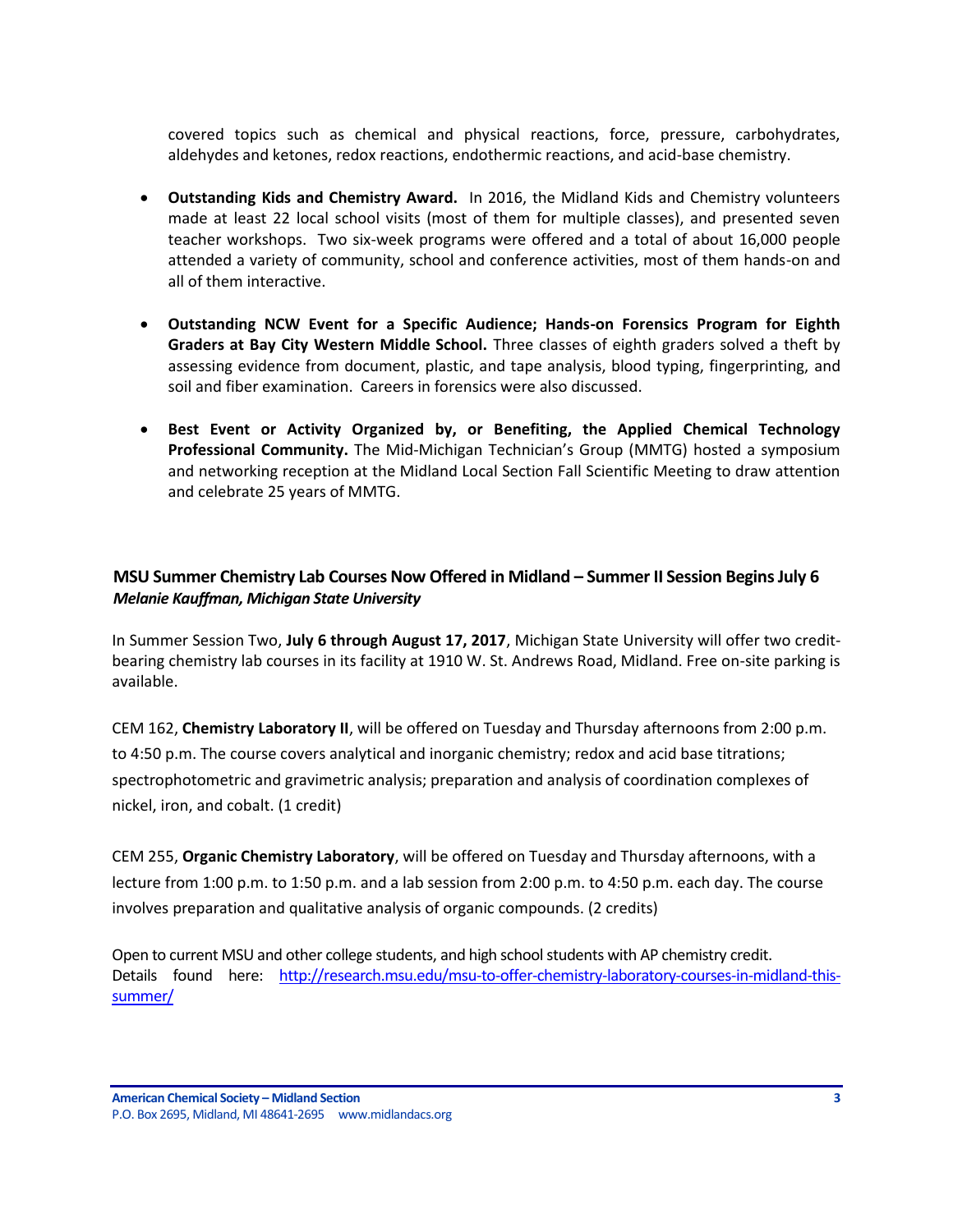covered topics such as chemical and physical reactions, force, pressure, carbohydrates, aldehydes and ketones, redox reactions, endothermic reactions, and acid-base chemistry.

- **Outstanding Kids and Chemistry Award.** In 2016, the Midland Kids and Chemistry volunteers made at least 22 local school visits (most of them for multiple classes), and presented seven teacher workshops. Two six-week programs were offered and a total of about 16,000 people attended a variety of community, school and conference activities, most of them hands-on and all of them interactive.

- **Outstanding NCW Event for a Specific Audience; Hands-on Forensics Program for Eighth Graders at Bay City Western Middle School.** Three classes of eighth graders solved a theft by assessing evidence from document, plastic, and tape analysis, blood typing, fingerprinting, and soil and fiber examination. Careers in forensics were also discussed.

- **Best Event or Activity Organized by, or Benefiting, the Applied Chemical Technology Professional Community.** The Mid-Michigan Technician's Group (MMTG) hosted a symposium and networking reception at the Midland Local Section Fall Scientific Meeting to draw attention and celebrate 25 years of MMTG.

## MSU Summer Chemistry Lab Courses Now Offered in Midland – Summer II Session Begins July 6

***Melanie Kauffman, Michigan State University***

In Summer Session Two, **July 6 through August 17, 2017**, Michigan State University will offer two credit-bearing chemistry lab courses in its facility at 1910 W. St. Andrews Road, Midland. Free on-site parking is available.

CEM 162, **Chemistry Laboratory II**, will be offered on Tuesday and Thursday afternoons from 2:00 p.m. to 4:50 p.m. The course covers analytical and inorganic chemistry; redox and acid base titrations; spectrophotometric and gravimetric analysis; preparation and analysis of coordination complexes of nickel, iron, and cobalt. (1 credit)

CEM 255, **Organic Chemistry Laboratory**, will be offered on Tuesday and Thursday afternoons, with a lecture from 1:00 p.m. to 1:50 p.m. and a lab session from 2:00 p.m. to 4:50 p.m. each day. The course involves preparation and qualitative analysis of organic compounds. (2 credits)

Open to current MSU and other college students, and high school students with AP chemistry credit.
Details found here: [http://research.msu.edu/msu-to-offer-chemistry-laboratory-courses-in-midland-this-summer/](http://research.msu.edu/msu-to-offer-chemistry-laboratory-courses-in-midland-this-summer/)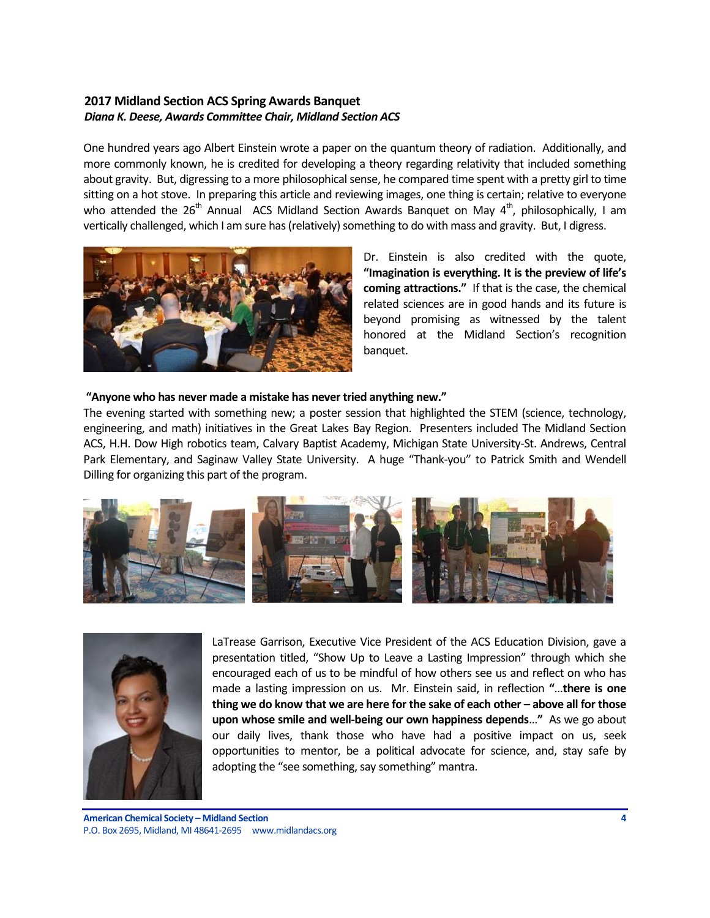## 2017 Midland Section ACS Spring Awards Banquet

***Diana K. Deese, Awards Committee Chair, Midland Section ACS***

One hundred years ago Albert Einstein wrote a paper on the quantum theory of radiation. Additionally, and more commonly known, he is credited for developing a theory regarding relativity that included something about gravity. But, digressing to a more philosophical sense, he compared time spent with a pretty girl to time sitting on a hot stove. In preparing this article and reviewing images, one thing is certain; relative to everyone who attended the 26th Annual ACS Midland Section Awards Banquet on May 4th, philosophically, I am vertically challenged, which I am sure has (relatively) something to do with mass and gravity. But, I digress.

Dr. Einstein is also credited with the quote, **"Imagination is everything. It is the preview of life's coming attractions."** If that is the case, the chemical related sciences are in good hands and its future is beyond promising as witnessed by the talent honored at the Midland Section's recognition banquet.

**"Anyone who has never made a mistake has never tried anything new."**

The evening started with something new; a poster session that highlighted the STEM (science, technology, engineering, and math) initiatives in the Great Lakes Bay Region. Presenters included The Midland Section ACS, H.H. Dow High robotics team, Calvary Baptist Academy, Michigan State University-St. Andrews, Central Park Elementary, and Saginaw Valley State University. A huge "Thank-you" to Patrick Smith and Wendell Dilling for organizing this part of the program.

LaTrease Garrison, Executive Vice President of the ACS Education Division, gave a presentation titled, "Show Up to Leave a Lasting Impression" through which she encouraged each of us to be mindful of how others see us and reflect on who has made a lasting impression on us. Mr. Einstein said, in reflection **"…there is one thing we do know that we are here for the sake of each other – above all for those upon whose smile and well-being our own happiness depends…"** As we go about our daily lives, thank those who have had a positive impact on us, seek opportunities to mentor, be a political advocate for science, and, stay safe by adopting the "see something, say something" mantra.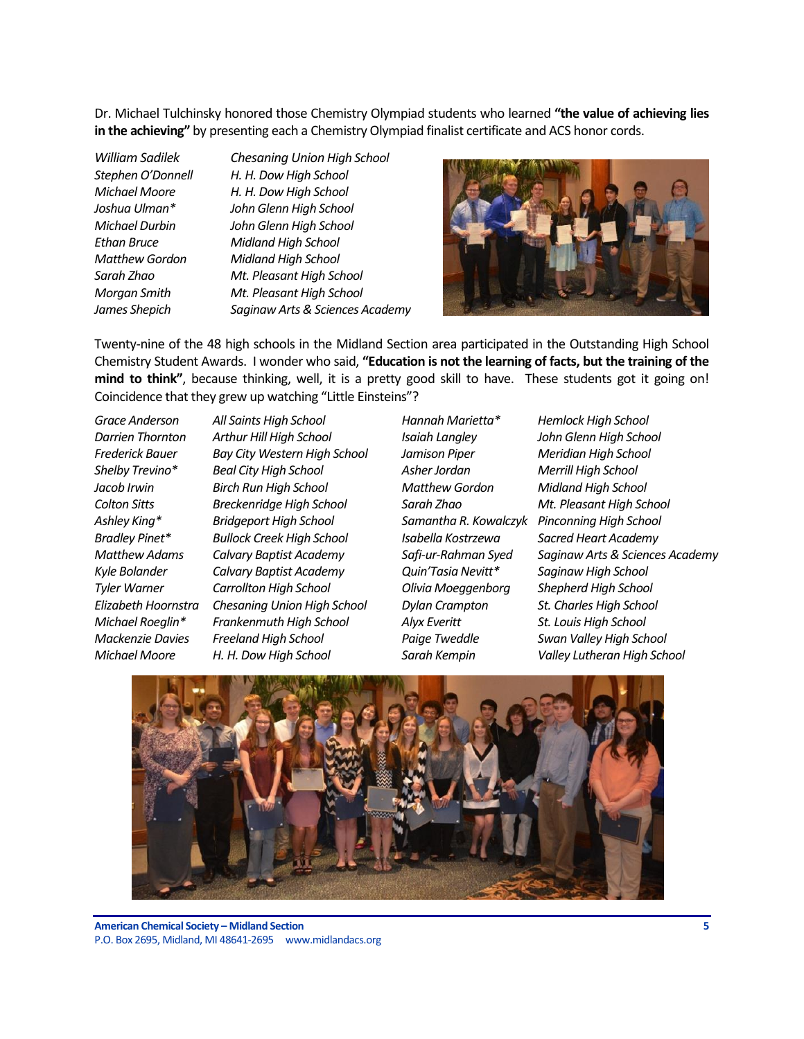Dr. Michael Tulchinsky honored those Chemistry Olympiad students who learned **"the value of achieving lies in the achieving"** by presenting each a Chemistry Olympiad finalist certificate and ACS honor cords.

| | |
|---|---|
| *William Sadilek* | *Chesaning Union High School* |
| *Stephen O'Donnell* | *H. H. Dow High School* |
| *Michael Moore* | *H. H. Dow High School* |
| *Joshua Ulman** | *John Glenn High School* |
| *Michael Durbin* | *John Glenn High School* |
| *Ethan Bruce* | *Midland High School* |
| *Matthew Gordon* | *Midland High School* |
| *Sarah Zhao* | *Mt. Pleasant High School* |
| *Morgan Smith* | *Mt. Pleasant High School* |
| *James Shepich* | *Saginaw Arts & Sciences Academy* |

Twenty-nine of the 48 high schools in the Midland Section area participated in the Outstanding High School Chemistry Student Awards. I wonder who said, **"Education is not the learning of facts, but the training of the mind to think"**, because thinking, well, it is a pretty good skill to have. These students got it going on! Coincidence that they grew up watching "Little Einsteins"?

| | |
|---|---|
| *Grace Anderson* | *All Saints High School* |
| *Darrien Thornton* | *Arthur Hill High School* |
| *Frederick Bauer* | *Bay City Western High School* |
| *Shelby Trevino** | *Beal City High School* |
| *Jacob Irwin* | *Birch Run High School* |
| *Colton Sitts* | *Breckenridge High School* |
| *Ashley King** | *Bridgeport High School* |
| *Bradley Pinet** | *Bullock Creek High School* |
| *Matthew Adams* | *Calvary Baptist Academy* |
| *Kyle Bolander* | *Calvary Baptist Academy* |
| *Tyler Warner* | *Carrollton High School* |
| *Elizabeth Hoornstra* | *Chesaning Union High School* |
| *Michael Roeglin** | *Frankenmuth High School* |
| *Mackenzie Davies* | *Freeland High School* |
| *Michael Moore* | *H. H. Dow High School* |
| *Hannah Marietta** | *Hemlock High School* |
| *Isaiah Langley* | *John Glenn High School* |
| *Jamison Piper* | *Meridian High School* |
| *Asher Jordan* | *Merrill High School* |
| *Matthew Gordon* | *Midland High School* |
| *Sarah Zhao* | *Mt. Pleasant High School* |
| *Samantha R. Kowalczyk* | *Pinconning High School* |
| *Isabella Kostrzewa* | *Sacred Heart Academy* |
| *Safi-ur-Rahman Syed* | *Saginaw Arts & Sciences Academy* |
| *Quin'Tasia Nevitt** | *Saginaw High School* |
| *Olivia Moeggenborg* | *Shepherd High School* |
| *Dylan Crampton* | *St. Charles High School* |
| *Alyx Everitt* | *St. Louis High School* |
| *Paige Tweddle* | *Swan Valley High School* |
| *Sarah Kempin* | *Valley Lutheran High School* |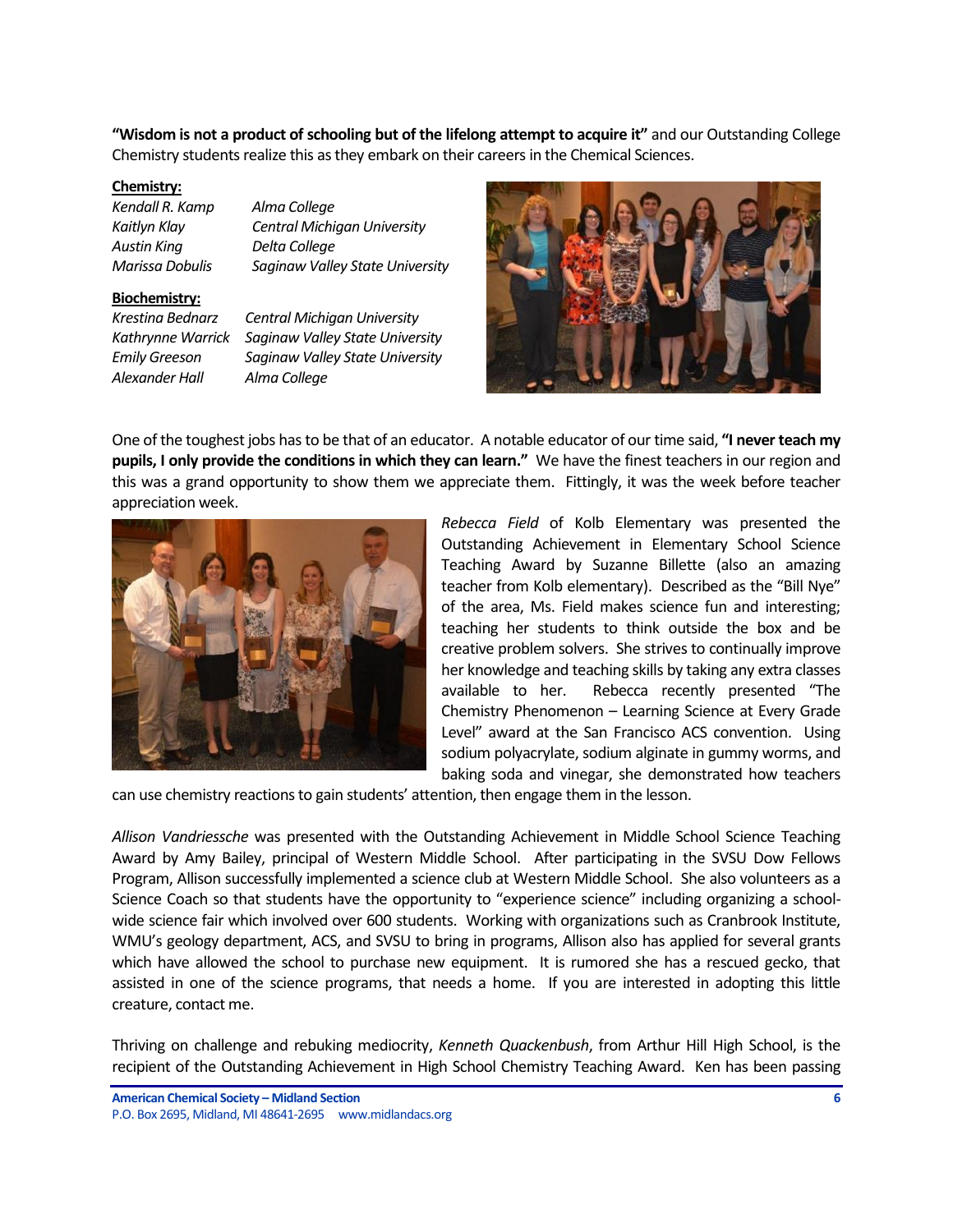**“Wisdom is not a product of schooling but of the lifelong attempt to acquire it”** and our Outstanding College Chemistry students realize this as they embark on their careers in the Chemical Sciences.

**Chemistry:**

| | |
|---|---|
| *Kendall R. Kamp* | *Alma College* |
| *Kaitlyn Klay* | *Central Michigan University* |
| *Austin King* | *Delta College* |
| *Marissa Dobulis* | *Saginaw Valley State University* |

**Biochemistry:**

| | |
|---|---|
| *Krestina Bednarz* | *Central Michigan University* |
| *Kathrynne Warrick* | *Saginaw Valley State University* |
| *Emily Greeson* | *Saginaw Valley State University* |
| *Alexander Hall* | *Alma College* |

One of the toughest jobs has to be that of an educator. A notable educator of our time said, **“I never teach my pupils, I only provide the conditions in which they can learn.”** We have the finest teachers in our region and this was a grand opportunity to show them we appreciate them. Fittingly, it was the week before teacher appreciation week.

*Rebecca Field* of Kolb Elementary was presented the Outstanding Achievement in Elementary School Science Teaching Award by Suzanne Billette (also an amazing teacher from Kolb elementary). Described as the “Bill Nye” of the area, Ms. Field makes science fun and interesting; teaching her students to think outside the box and be creative problem solvers. She strives to continually improve her knowledge and teaching skills by taking any extra classes available to her. Rebecca recently presented “The Chemistry Phenomenon – Learning Science at Every Grade Level” award at the San Francisco ACS convention. Using sodium polyacrylate, sodium alginate in gummy worms, and baking soda and vinegar, she demonstrated how teachers can use chemistry reactions to gain students’ attention, then engage them in the lesson.

*Allison Vandriessche* was presented with the Outstanding Achievement in Middle School Science Teaching Award by Amy Bailey, principal of Western Middle School. After participating in the SVSU Dow Fellows Program, Allison successfully implemented a science club at Western Middle School. She also volunteers as a Science Coach so that students have the opportunity to “experience science” including organizing a school-wide science fair which involved over 600 students. Working with organizations such as Cranbrook Institute, WMU’s geology department, ACS, and SVSU to bring in programs, Allison also has applied for several grants which have allowed the school to purchase new equipment. It is rumored she has a rescued gecko, that assisted in one of the science programs, that needs a home. If you are interested in adopting this little creature, contact me.

Thriving on challenge and rebuking mediocrity, *Kenneth Quackenbush*, from Arthur Hill High School, is the recipient of the Outstanding Achievement in High School Chemistry Teaching Award. Ken has been passing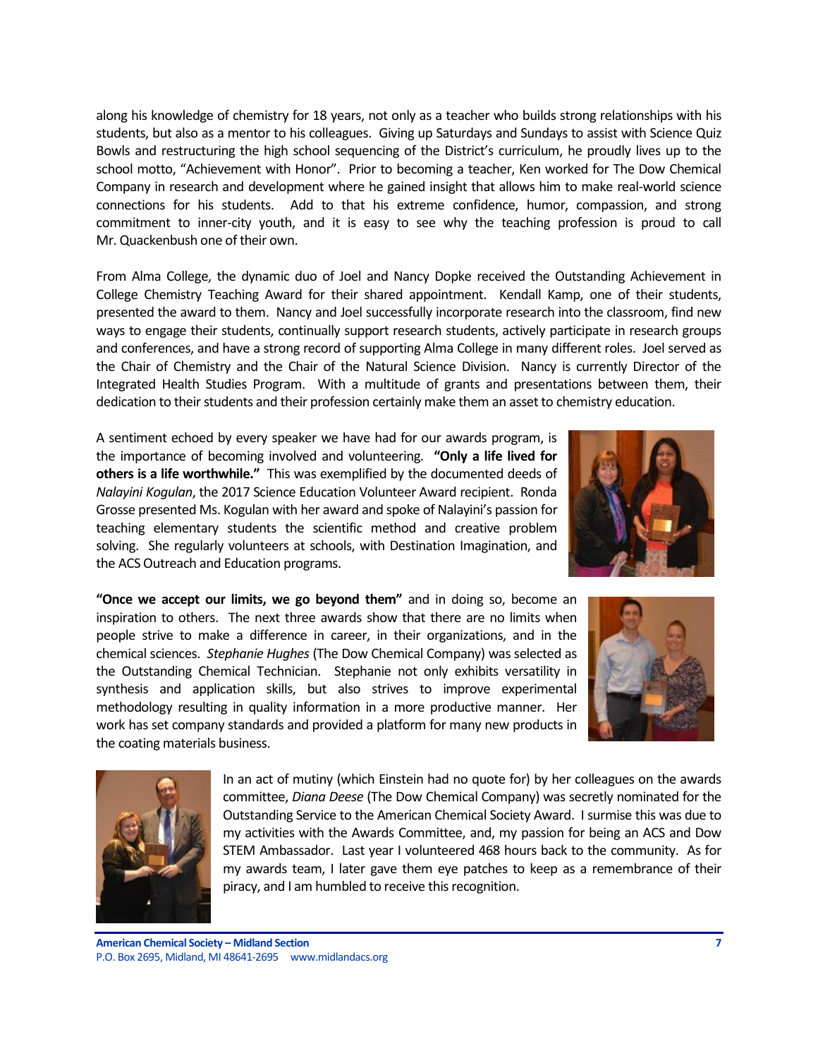along his knowledge of chemistry for 18 years, not only as a teacher who builds strong relationships with his students, but also as a mentor to his colleagues. Giving up Saturdays and Sundays to assist with Science Quiz Bowls and restructuring the high school sequencing of the District's curriculum, he proudly lives up to the school motto, "Achievement with Honor". Prior to becoming a teacher, Ken worked for The Dow Chemical Company in research and development where he gained insight that allows him to make real-world science connections for his students. Add to that his extreme confidence, humor, compassion, and strong commitment to inner-city youth, and it is easy to see why the teaching profession is proud to call Mr. Quackenbush one of their own.

From Alma College, the dynamic duo of Joel and Nancy Dopke received the Outstanding Achievement in College Chemistry Teaching Award for their shared appointment. Kendall Kamp, one of their students, presented the award to them. Nancy and Joel successfully incorporate research into the classroom, find new ways to engage their students, continually support research students, actively participate in research groups and conferences, and have a strong record of supporting Alma College in many different roles. Joel served as the Chair of Chemistry and the Chair of the Natural Science Division. Nancy is currently Director of the Integrated Health Studies Program. With a multitude of grants and presentations between them, their dedication to their students and their profession certainly make them an asset to chemistry education.

A sentiment echoed by every speaker we have had for our awards program, is the importance of becoming involved and volunteering. **"Only a life lived for others is a life worthwhile."** This was exemplified by the documented deeds of *Nalayini Kogulan*, the 2017 Science Education Volunteer Award recipient. Ronda Grosse presented Ms. Kogulan with her award and spoke of Nalayini's passion for teaching elementary students the scientific method and creative problem solving. She regularly volunteers at schools, with Destination Imagination, and the ACS Outreach and Education programs.

**"Once we accept our limits, we go beyond them"** and in doing so, become an inspiration to others. The next three awards show that there are no limits when people strive to make a difference in career, in their organizations, and in the chemical sciences. *Stephanie Hughes* (The Dow Chemical Company) was selected as the Outstanding Chemical Technician. Stephanie not only exhibits versatility in synthesis and application skills, but also strives to improve experimental methodology resulting in quality information in a more productive manner. Her work has set company standards and provided a platform for many new products in the coating materials business.

In an act of mutiny (which Einstein had no quote for) by her colleagues on the awards committee, *Diana Deese* (The Dow Chemical Company) was secretly nominated for the Outstanding Service to the American Chemical Society Award. I surmise this was due to my activities with the Awards Committee, and, my passion for being an ACS and Dow STEM Ambassador. Last year I volunteered 468 hours back to the community. As for my awards team, I later gave them eye patches to keep as a remembrance of their piracy, and I am humbled to receive this recognition.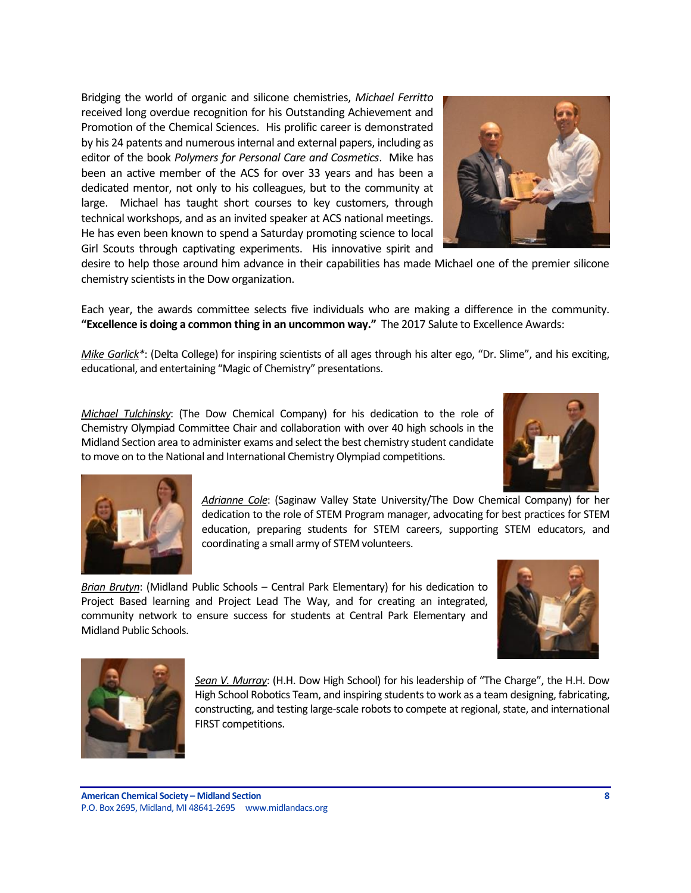Bridging the world of organic and silicone chemistries, *Michael Ferritto* received long overdue recognition for his Outstanding Achievement and Promotion of the Chemical Sciences. His prolific career is demonstrated by his 24 patents and numerous internal and external papers, including as editor of the book *Polymers for Personal Care and Cosmetics*. Mike has been an active member of the ACS for over 33 years and has been a dedicated mentor, not only to his colleagues, but to the community at large. Michael has taught short courses to key customers, through technical workshops, and as an invited speaker at ACS national meetings. He has even been known to spend a Saturday promoting science to local Girl Scouts through captivating experiments. His innovative spirit and desire to help those around him advance in their capabilities has made Michael one of the premier silicone chemistry scientists in the Dow organization.

Each year, the awards committee selects five individuals who are making a difference in the community. **"Excellence is doing a common thing in an uncommon way."** The 2017 Salute to Excellence Awards:

*Mike Garlick**: (Delta College) for inspiring scientists of all ages through his alter ego, "Dr. Slime", and his exciting, educational, and entertaining "Magic of Chemistry" presentations.

*Michael Tulchinsky*: (The Dow Chemical Company) for his dedication to the role of Chemistry Olympiad Committee Chair and collaboration with over 40 high schools in the Midland Section area to administer exams and select the best chemistry student candidate to move on to the National and International Chemistry Olympiad competitions.

*Adrianne Cole*: (Saginaw Valley State University/The Dow Chemical Company) for her dedication to the role of STEM Program manager, advocating for best practices for STEM education, preparing students for STEM careers, supporting STEM educators, and coordinating a small army of STEM volunteers.

*Brian Brutyn*: (Midland Public Schools – Central Park Elementary) for his dedication to Project Based learning and Project Lead The Way, and for creating an integrated, community network to ensure success for students at Central Park Elementary and Midland Public Schools.

*Sean V. Murray*: (H.H. Dow High School) for his leadership of "The Charge", the H.H. Dow High School Robotics Team, and inspiring students to work as a team designing, fabricating, constructing, and testing large-scale robots to compete at regional, state, and international FIRST competitions.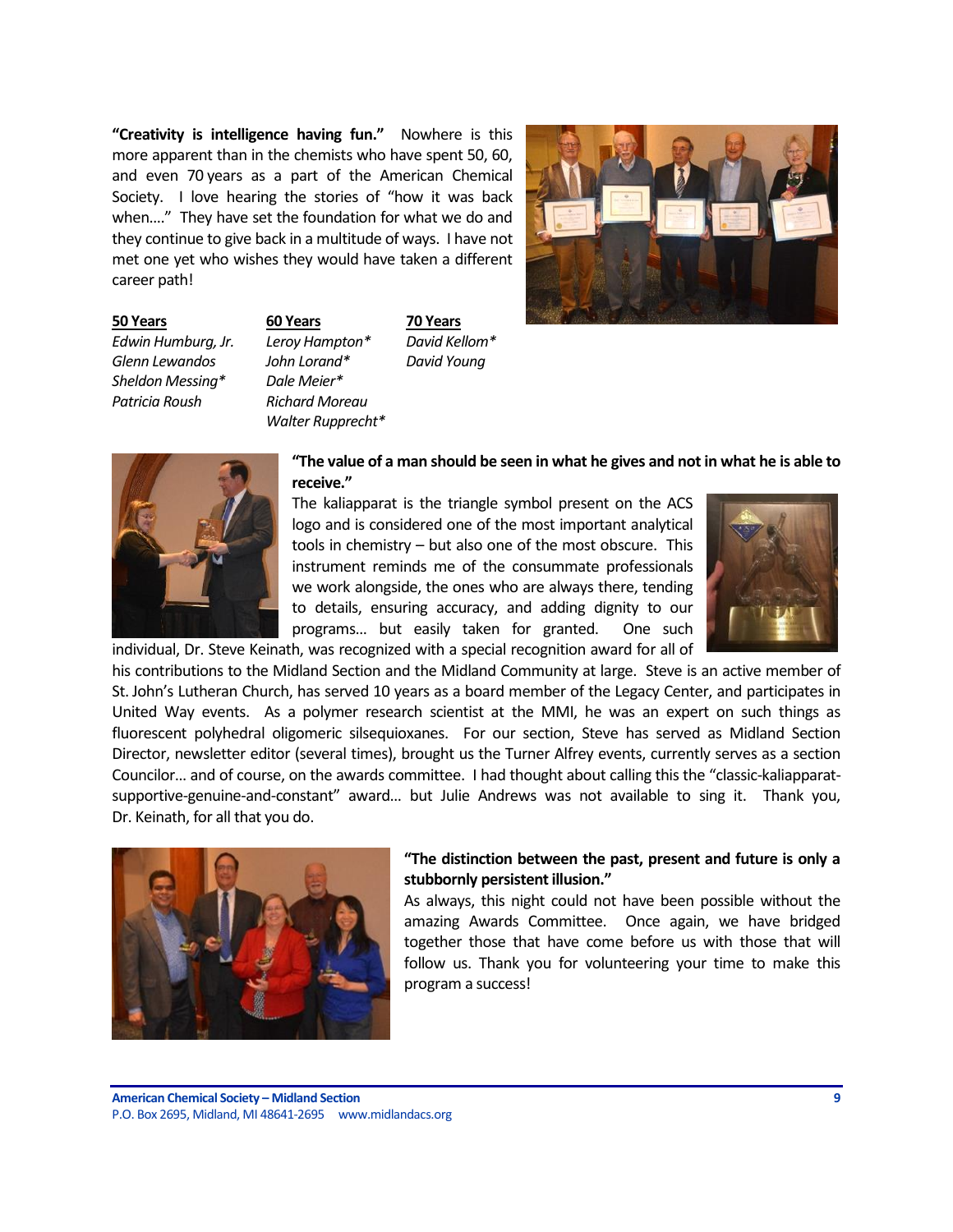**"Creativity is intelligence having fun."** Nowhere is this more apparent than in the chemists who have spent 50, 60, and even 70 years as a part of the American Chemical Society. I love hearing the stories of "how it was back when…." They have set the foundation for what we do and they continue to give back in a multitude of ways. I have not met one yet who wishes they would have taken a different career path!

**50 Years**

*Edwin Humburg, Jr.*
*Glenn Lewandos*
*Sheldon Messing**
*Patricia Roush*

**60 Years**

*Leroy Hampton**
*John Lorand**
*Dale Meier**
*Richard Moreau*
*Walter Rupprecht**

**70 Years**

*David Kellom**
*David Young*

**"The value of a man should be seen in what he gives and not in what he is able to receive."**

The kaliapparat is the triangle symbol present on the ACS logo and is considered one of the most important analytical tools in chemistry – but also one of the most obscure. This instrument reminds me of the consummate professionals we work alongside, the ones who are always there, tending to details, ensuring accuracy, and adding dignity to our programs… but easily taken for granted. One such individual, Dr. Steve Keinath, was recognized with a special recognition award for all of his contributions to the Midland Section and the Midland Community at large. Steve is an active member of St. John's Lutheran Church, has served 10 years as a board member of the Legacy Center, and participates in United Way events. As a polymer research scientist at the MMI, he was an expert on such things as fluorescent polyhedral oligomeric silsequioxanes. For our section, Steve has served as Midland Section Director, newsletter editor (several times), brought us the Turner Alfrey events, currently serves as a section Councilor… and of course, on the awards committee. I had thought about calling this the "classic-kaliapparat-supportive-genuine-and-constant" award… but Julie Andrews was not available to sing it. Thank you, Dr. Keinath, for all that you do.

**"The distinction between the past, present and future is only a stubbornly persistent illusion."**

As always, this night could not have been possible without the amazing Awards Committee. Once again, we have bridged together those that have come before us with those that will follow us. Thank you for volunteering your time to make this program a success!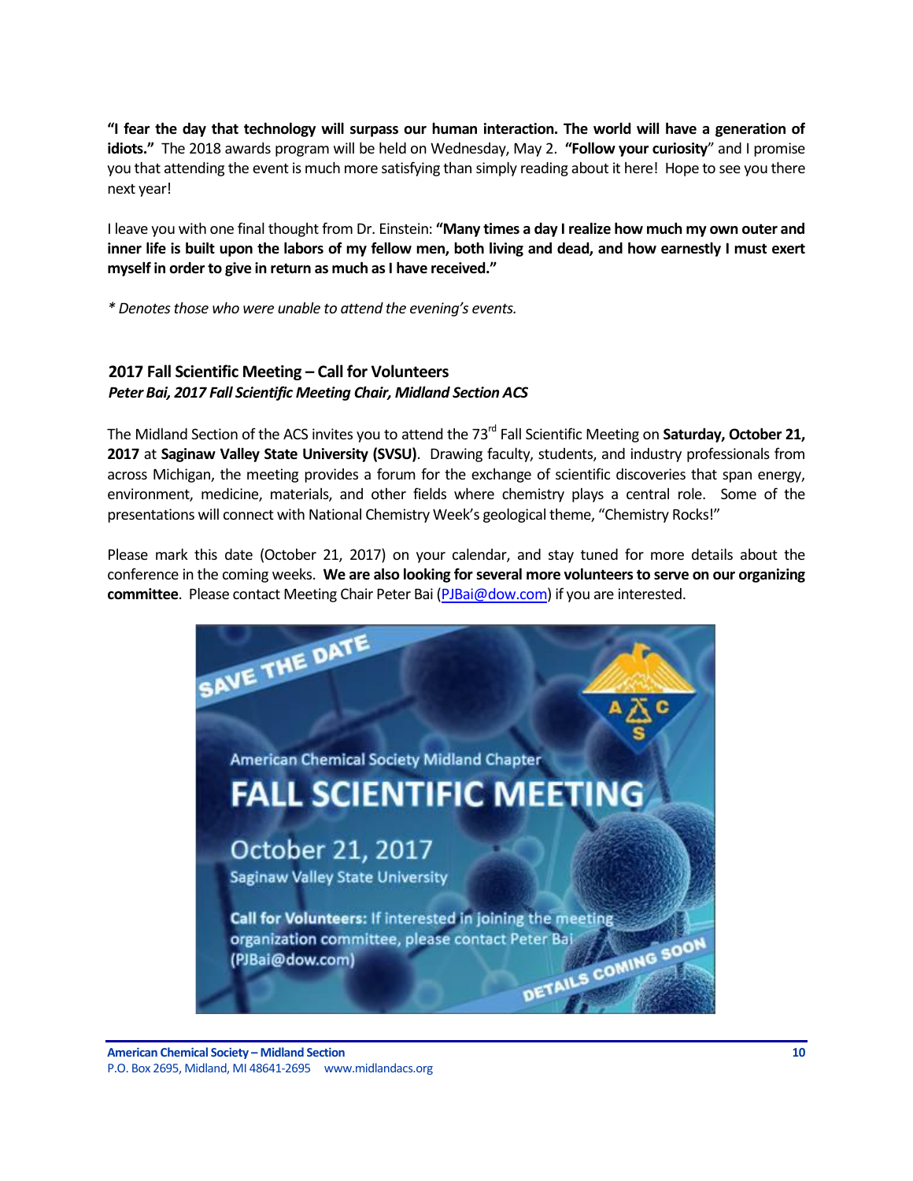**"I fear the day that technology will surpass our human interaction. The world will have a generation of idiots."** The 2018 awards program will be held on Wednesday, May 2. **"Follow your curiosity"** and I promise you that attending the event is much more satisfying than simply reading about it here! Hope to see you there next year!

I leave you with one final thought from Dr. Einstein: **"Many times a day I realize how much my own outer and inner life is built upon the labors of my fellow men, both living and dead, and how earnestly I must exert myself in order to give in return as much as I have received."**

*\* Denotes those who were unable to attend the evening's events.*

## 2017 Fall Scientific Meeting – Call for Volunteers

***Peter Bai, 2017 Fall Scientific Meeting Chair, Midland Section ACS***

The Midland Section of the ACS invites you to attend the 73rd Fall Scientific Meeting on **Saturday, October 21, 2017** at **Saginaw Valley State University (SVSU)**. Drawing faculty, students, and industry professionals from across Michigan, the meeting provides a forum for the exchange of scientific discoveries that span energy, environment, medicine, materials, and other fields where chemistry plays a central role. Some of the presentations will connect with National Chemistry Week's geological theme, "Chemistry Rocks!"

Please mark this date (October 21, 2017) on your calendar, and stay tuned for more details about the conference in the coming weeks. **We are also looking for several more volunteers to serve on our organizing committee**. Please contact Meeting Chair Peter Bai (PJBai@dow.com) if you are interested.

SAVE THE DATE

American Chemical Society Midland Chapter

FALL SCIENTIFIC MEETING

October 21, 2017

Saginaw Valley State University

**Call for Volunteers:** If interested in joining the meeting organization committee, please contact Peter Bai (PJBai@dow.com)

DETAILS COMING SOON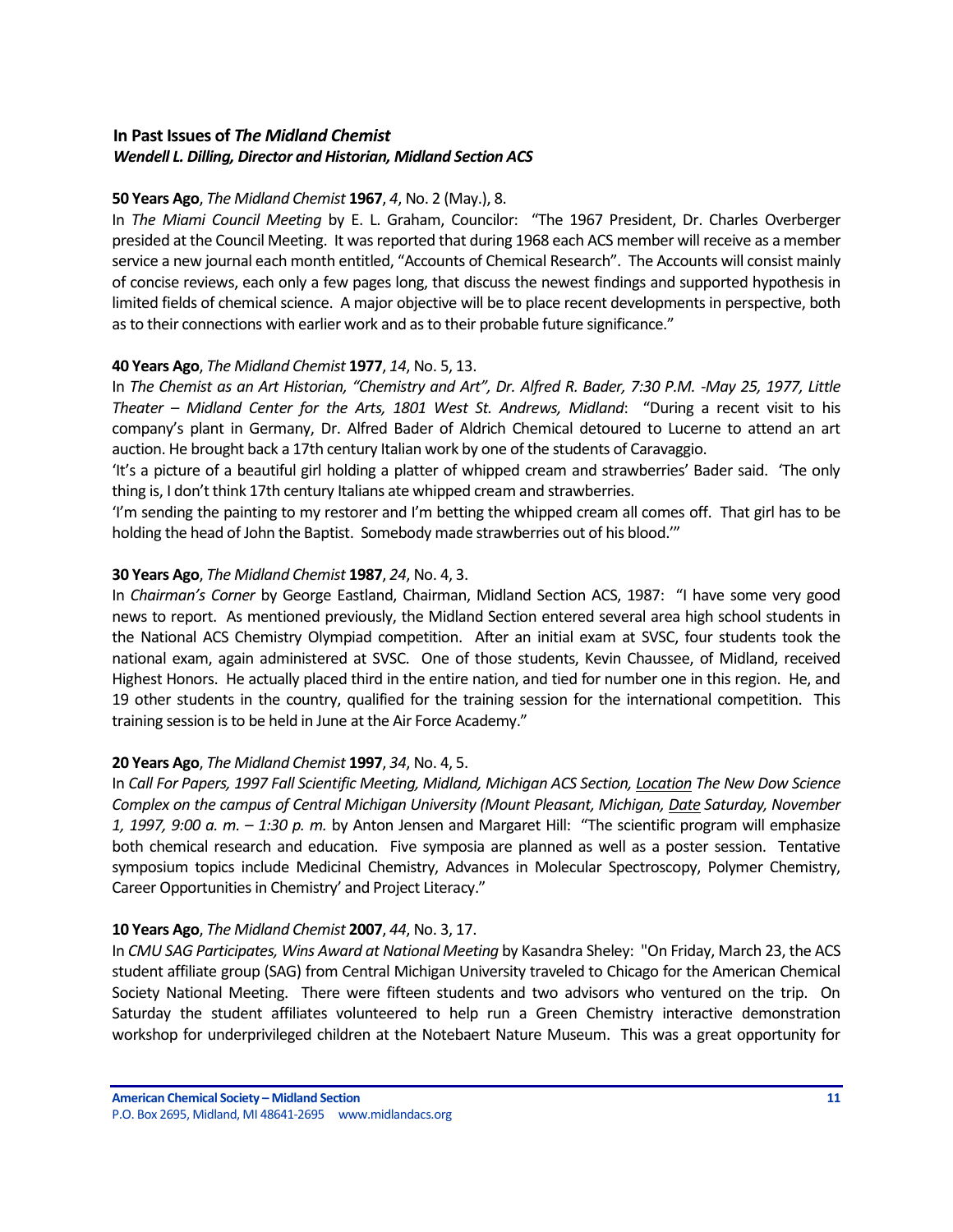## In Past Issues of *The Midland Chemist*

***Wendell L. Dilling, Director and Historian, Midland Section ACS***

**50 Years Ago**, *The Midland Chemist* **1967**, *4*, No. 2 (May.), 8.

In *The Miami Council Meeting* by E. L. Graham, Councilor: "The 1967 President, Dr. Charles Overberger presided at the Council Meeting. It was reported that during 1968 each ACS member will receive as a member service a new journal each month entitled, "Accounts of Chemical Research". The Accounts will consist mainly of concise reviews, each only a few pages long, that discuss the newest findings and supported hypothesis in limited fields of chemical science. A major objective will be to place recent developments in perspective, both as to their connections with earlier work and as to their probable future significance."

**40 Years Ago**, *The Midland Chemist* **1977**, *14*, No. 5, 13.

In *The Chemist as an Art Historian, "Chemistry and Art", Dr. Alfred R. Bader, 7:30 P.M. -May 25, 1977, Little Theater – Midland Center for the Arts, 1801 West St. Andrews, Midland*: "During a recent visit to his company's plant in Germany, Dr. Alfred Bader of Aldrich Chemical detoured to Lucerne to attend an art auction. He brought back a 17th century Italian work by one of the students of Caravaggio.

'It's a picture of a beautiful girl holding a platter of whipped cream and strawberries' Bader said. 'The only thing is, I don't think 17th century Italians ate whipped cream and strawberries.

'I'm sending the painting to my restorer and I'm betting the whipped cream all comes off. That girl has to be holding the head of John the Baptist. Somebody made strawberries out of his blood.'"

**30 Years Ago**, *The Midland Chemist* **1987**, *24*, No. 4, 3.

In *Chairman's Corner* by George Eastland, Chairman, Midland Section ACS, 1987: "I have some very good news to report. As mentioned previously, the Midland Section entered several area high school students in the National ACS Chemistry Olympiad competition. After an initial exam at SVSC, four students took the national exam, again administered at SVSC. One of those students, Kevin Chaussee, of Midland, received Highest Honors. He actually placed third in the entire nation, and tied for number one in this region. He, and 19 other students in the country, qualified for the training session for the international competition. This training session is to be held in June at the Air Force Academy."

**20 Years Ago**, *The Midland Chemist* **1997**, *34*, No. 4, 5.

In *Call For Papers, 1997 Fall Scientific Meeting, Midland, Michigan ACS Section, <u>Location</u> The New Dow Science Complex on the campus of Central Michigan University (Mount Pleasant, Michigan, <u>Date</u> Saturday, November 1, 1997, 9:00 a. m. – 1:30 p. m.* by Anton Jensen and Margaret Hill: "The scientific program will emphasize both chemical research and education. Five symposia are planned as well as a poster session. Tentative symposium topics include Medicinal Chemistry, Advances in Molecular Spectroscopy, Polymer Chemistry, Career Opportunities in Chemistry' and Project Literacy."

**10 Years Ago**, *The Midland Chemist* **2007**, *44*, No. 3, 17.

In *CMU SAG Participates, Wins Award at National Meeting* by Kasandra Sheley: "On Friday, March 23, the ACS student affiliate group (SAG) from Central Michigan University traveled to Chicago for the American Chemical Society National Meeting. There were fifteen students and two advisors who ventured on the trip. On Saturday the student affiliates volunteered to help run a Green Chemistry interactive demonstration workshop for underprivileged children at the Notebaert Nature Museum. This was a great opportunity for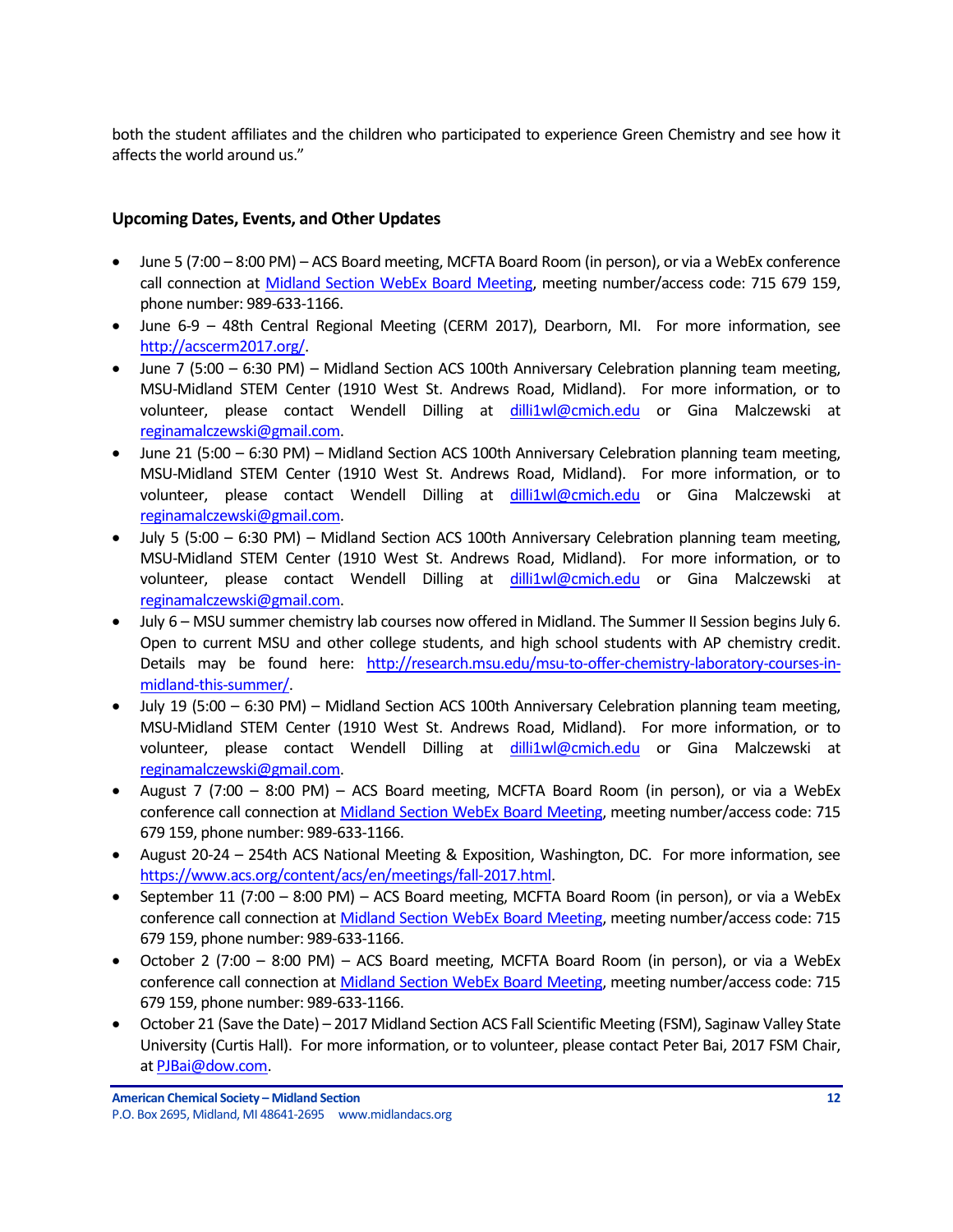both the student affiliates and the children who participated to experience Green Chemistry and see how it affects the world around us."

### Upcoming Dates, Events, and Other Updates

- June 5 (7:00 – 8:00 PM) – ACS Board meeting, MCFTA Board Room (in person), or via a WebEx conference call connection at Midland Section WebEx Board Meeting, meeting number/access code: 715 679 159, phone number: 989-633-1166.
- June 6-9 – 48th Central Regional Meeting (CERM 2017), Dearborn, MI. For more information, see http://acscerm2017.org/.
- June 7 (5:00 – 6:30 PM) – Midland Section ACS 100th Anniversary Celebration planning team meeting, MSU-Midland STEM Center (1910 West St. Andrews Road, Midland). For more information, or to volunteer, please contact Wendell Dilling at dilli1wl@cmich.edu or Gina Malczewski at reginamalczewski@gmail.com.
- June 21 (5:00 – 6:30 PM) – Midland Section ACS 100th Anniversary Celebration planning team meeting, MSU-Midland STEM Center (1910 West St. Andrews Road, Midland). For more information, or to volunteer, please contact Wendell Dilling at dilli1wl@cmich.edu or Gina Malczewski at reginamalczewski@gmail.com.
- July 5 (5:00 – 6:30 PM) – Midland Section ACS 100th Anniversary Celebration planning team meeting, MSU-Midland STEM Center (1910 West St. Andrews Road, Midland). For more information, or to volunteer, please contact Wendell Dilling at dilli1wl@cmich.edu or Gina Malczewski at reginamalczewski@gmail.com.
- July 6 – MSU summer chemistry lab courses now offered in Midland. The Summer II Session begins July 6. Open to current MSU and other college students, and high school students with AP chemistry credit. Details may be found here: http://research.msu.edu/msu-to-offer-chemistry-laboratory-courses-in-midland-this-summer/.
- July 19 (5:00 – 6:30 PM) – Midland Section ACS 100th Anniversary Celebration planning team meeting, MSU-Midland STEM Center (1910 West St. Andrews Road, Midland). For more information, or to volunteer, please contact Wendell Dilling at dilli1wl@cmich.edu or Gina Malczewski at reginamalczewski@gmail.com.
- August 7 (7:00 – 8:00 PM) – ACS Board meeting, MCFTA Board Room (in person), or via a WebEx conference call connection at Midland Section WebEx Board Meeting, meeting number/access code: 715 679 159, phone number: 989-633-1166.
- August 20-24 – 254th ACS National Meeting & Exposition, Washington, DC. For more information, see https://www.acs.org/content/acs/en/meetings/fall-2017.html.
- September 11 (7:00 – 8:00 PM) – ACS Board meeting, MCFTA Board Room (in person), or via a WebEx conference call connection at Midland Section WebEx Board Meeting, meeting number/access code: 715 679 159, phone number: 989-633-1166.
- October 2 (7:00 – 8:00 PM) – ACS Board meeting, MCFTA Board Room (in person), or via a WebEx conference call connection at Midland Section WebEx Board Meeting, meeting number/access code: 715 679 159, phone number: 989-633-1166.
- October 21 (Save the Date) – 2017 Midland Section ACS Fall Scientific Meeting (FSM), Saginaw Valley State University (Curtis Hall). For more information, or to volunteer, please contact Peter Bai, 2017 FSM Chair, at PJBai@dow.com.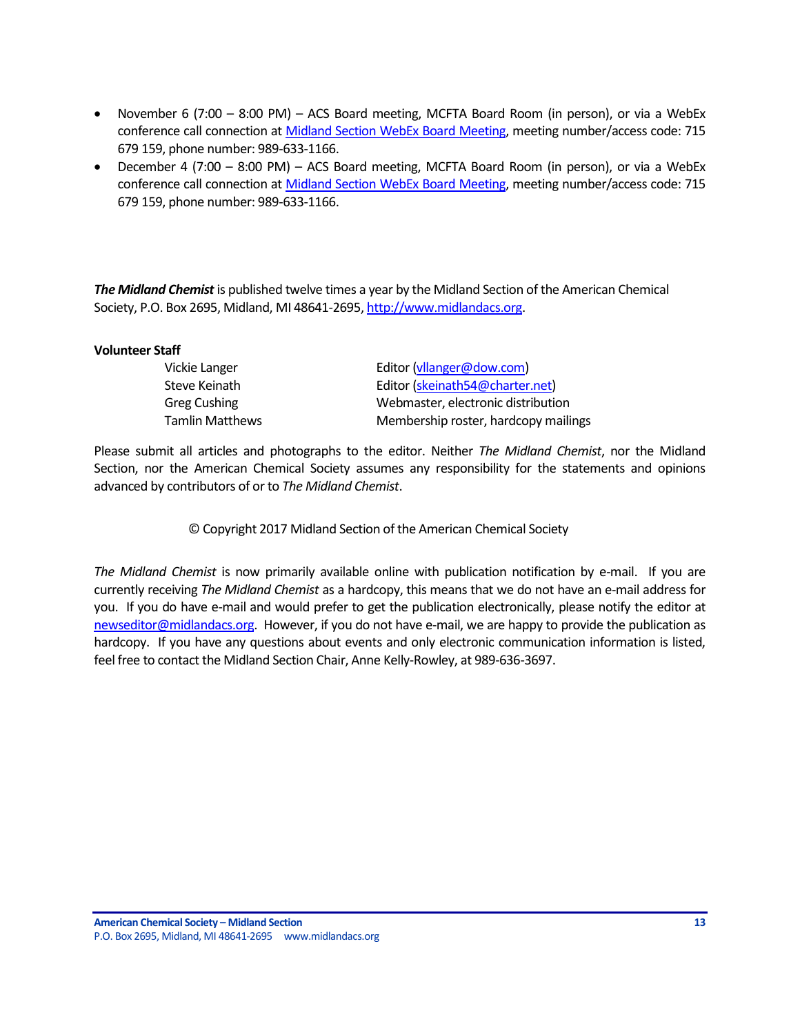- November 6 (7:00 – 8:00 PM) – ACS Board meeting, MCFTA Board Room (in person), or via a WebEx conference call connection at [Midland Section WebEx Board Meeting](), meeting number/access code: 715 679 159, phone number: 989-633-1166.
- December 4 (7:00 – 8:00 PM) – ACS Board meeting, MCFTA Board Room (in person), or via a WebEx conference call connection at [Midland Section WebEx Board Meeting](), meeting number/access code: 715 679 159, phone number: 989-633-1166.

***The Midland Chemist*** is published twelve times a year by the Midland Section of the American Chemical Society, P.O. Box 2695, Midland, MI 48641-2695, [http://www.midlandacs.org](http://www.midlandacs.org).

**Volunteer Staff**

| | |
|---|---|
| Vickie Langer | Editor ([vllanger@dow.com](mailto:vllanger@dow.com)) |
| Steve Keinath | Editor ([skeinath54@charter.net](mailto:skeinath54@charter.net)) |
| Greg Cushing | Webmaster, electronic distribution |
| Tamlin Matthews | Membership roster, hardcopy mailings |

Please submit all articles and photographs to the editor. Neither *The Midland Chemist*, nor the Midland Section, nor the American Chemical Society assumes any responsibility for the statements and opinions advanced by contributors of or to *The Midland Chemist*.

© Copyright 2017 Midland Section of the American Chemical Society

*The Midland Chemist* is now primarily available online with publication notification by e-mail. If you are currently receiving *The Midland Chemist* as a hardcopy, this means that we do not have an e-mail address for you. If you do have e-mail and would prefer to get the publication electronically, please notify the editor at [newseditor@midlandacs.org](mailto:newseditor@midlandacs.org). However, if you do not have e-mail, we are happy to provide the publication as hardcopy. If you have any questions about events and only electronic communication information is listed, feel free to contact the Midland Section Chair, Anne Kelly-Rowley, at 989-636-3697.